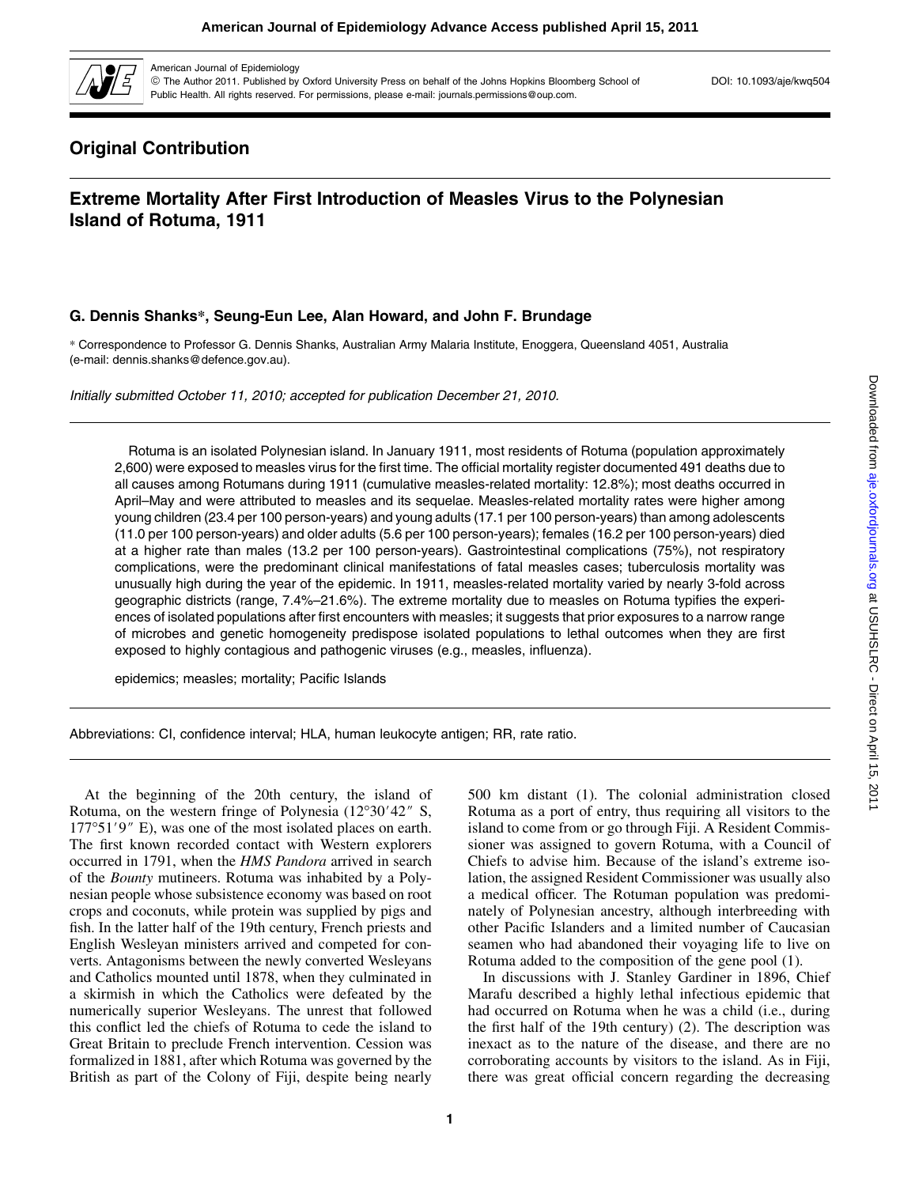## Original Contribution

# Extreme Mortality After First Introduction of Measles Virus to the Polynesian Island of Rotuma, 1911

**G. Dennis Shanks*, Seung-Eun Lee, Alan Howard, and John F. Brundage**

* Correspondence to Professor G. Dennis Shanks, Australian Army Malaria Institute, Enoggera, Queensland 4051, Australia (e-mail: dennis.shanks@defence.gov.au).

*Initially submitted October 11, 2010; accepted for publication December 21, 2010.*

Rotuma is an isolated Polynesian island. In January 1911, most residents of Rotuma (population approximately 2,600) were exposed to measles virus for the first time. The official mortality register documented 491 deaths due to all causes among Rotumans during 1911 (cumulative measles-related mortality: 12.8%); most deaths occurred in April–May and were attributed to measles and its sequelae. Measles-related mortality rates were higher among young children (23.4 per 100 person-years) and young adults (17.1 per 100 person-years) than among adolescents (11.0 per 100 person-years) and older adults (5.6 per 100 person-years); females (16.2 per 100 person-years) died at a higher rate than males (13.2 per 100 person-years). Gastrointestinal complications (75%), not respiratory complications, were the predominant clinical manifestations of fatal measles cases; tuberculosis mortality was unusually high during the year of the epidemic. In 1911, measles-related mortality varied by nearly 3-fold across geographic districts (range, 7.4%–21.6%). The extreme mortality due to measles on Rotuma typifies the experiences of isolated populations after first encounters with measles; it suggests that prior exposures to a narrow range of microbes and genetic homogeneity predispose isolated populations to lethal outcomes when they are first exposed to highly contagious and pathogenic viruses (e.g., measles, influenza).

epidemics; measles; mortality; Pacific Islands

Abbreviations: CI, confidence interval; HLA, human leukocyte antigen; RR, rate ratio.

At the beginning of the 20th century, the island of Rotuma, on the western fringe of Polynesia (12°30′42″ S, 177°51′9″ E), was one of the most isolated places on earth. The first known recorded contact with Western explorers occurred in 1791, when the *HMS Pandora* arrived in search of the *Bounty* mutineers. Rotuma was inhabited by a Polynesian people whose subsistence economy was based on root crops and coconuts, while protein was supplied by pigs and fish. In the latter half of the 19th century, French priests and English Wesleyan ministers arrived and competed for converts. Antagonisms between the newly converted Wesleyans and Catholics mounted until 1878, when they culminated in a skirmish in which the Catholics were defeated by the numerically superior Wesleyans. The unrest that followed this conflict led the chiefs of Rotuma to cede the island to Great Britain to preclude French intervention. Cession was formalized in 1881, after which Rotuma was governed by the British as part of the Colony of Fiji, despite being nearly 500 km distant (1). The colonial administration closed Rotuma as a port of entry, thus requiring all visitors to the island to come from or go through Fiji. A Resident Commissioner was assigned to govern Rotuma, with a Council of Chiefs to advise him. Because of the island's extreme isolation, the assigned Resident Commissioner was usually also a medical officer. The Rotuman population was predominately of Polynesian ancestry, although interbreeding with other Pacific Islanders and a limited number of Caucasian seamen who had abandoned their voyaging life to live on Rotuma added to the composition of the gene pool (1).

In discussions with J. Stanley Gardiner in 1896, Chief Marafu described a highly lethal infectious epidemic that had occurred on Rotuma when he was a child (i.e., during the first half of the 19th century) (2). The description was inexact as to the nature of the disease, and there are no corroborating accounts by visitors to the island. As in Fiji, there was great official concern regarding the decreasing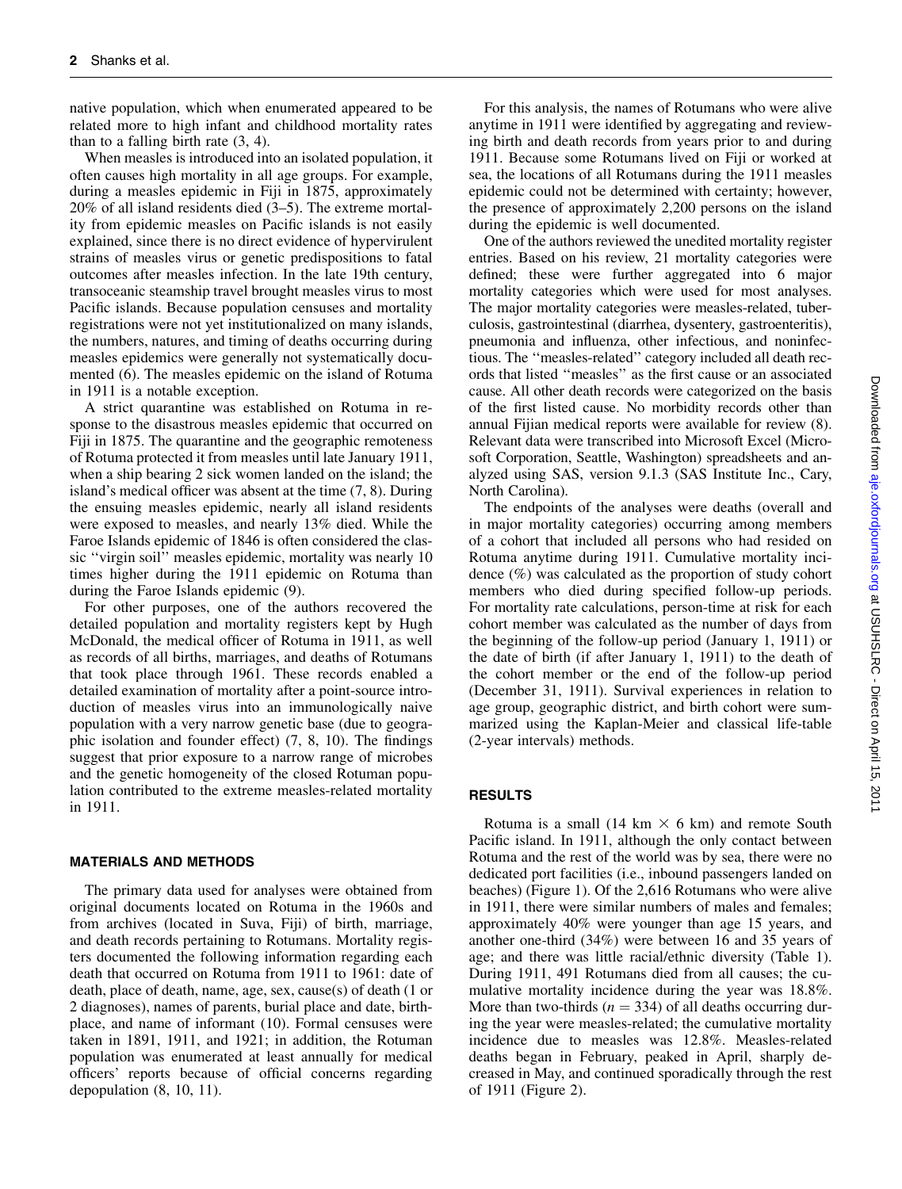native population, which when enumerated appeared to be related more to high infant and childhood mortality rates than to a falling birth rate (3, 4).

When measles is introduced into an isolated population, it often causes high mortality in all age groups. For example, during a measles epidemic in Fiji in 1875, approximately 20% of all island residents died (3–5). The extreme mortality from epidemic measles on Pacific islands is not easily explained, since there is no direct evidence of hypervirulent strains of measles virus or genetic predispositions to fatal outcomes after measles infection. In the late 19th century, transoceanic steamship travel brought measles virus to most Pacific islands. Because population censuses and mortality registrations were not yet institutionalized on many islands, the numbers, natures, and timing of deaths occurring during measles epidemics were generally not systematically documented (6). The measles epidemic on the island of Rotuma in 1911 is a notable exception.

A strict quarantine was established on Rotuma in response to the disastrous measles epidemic that occurred on Fiji in 1875. The quarantine and the geographic remoteness of Rotuma protected it from measles until late January 1911, when a ship bearing 2 sick women landed on the island; the island's medical officer was absent at the time (7, 8). During the ensuing measles epidemic, nearly all island residents were exposed to measles, and nearly 13% died. While the Faroe Islands epidemic of 1846 is often considered the classic ''virgin soil'' measles epidemic, mortality was nearly 10 times higher during the 1911 epidemic on Rotuma than during the Faroe Islands epidemic (9).

For other purposes, one of the authors recovered the detailed population and mortality registers kept by Hugh McDonald, the medical officer of Rotuma in 1911, as well as records of all births, marriages, and deaths of Rotumans that took place through 1961. These records enabled a detailed examination of mortality after a point-source introduction of measles virus into an immunologically naive population with a very narrow genetic base (due to geographic isolation and founder effect) (7, 8, 10). The findings suggest that prior exposure to a narrow range of microbes and the genetic homogeneity of the closed Rotuman population contributed to the extreme measles-related mortality in 1911.

## MATERIALS AND METHODS

The primary data used for analyses were obtained from original documents located on Rotuma in the 1960s and from archives (located in Suva, Fiji) of birth, marriage, and death records pertaining to Rotumans. Mortality registers documented the following information regarding each death that occurred on Rotuma from 1911 to 1961: date of death, place of death, name, age, sex, cause(s) of death (1 or 2 diagnoses), names of parents, burial place and date, birthplace, and name of informant (10). Formal censuses were taken in 1891, 1911, and 1921; in addition, the Rotuman population was enumerated at least annually for medical officers' reports because of official concerns regarding depopulation (8, 10, 11).

For this analysis, the names of Rotumans who were alive anytime in 1911 were identified by aggregating and reviewing birth and death records from years prior to and during 1911. Because some Rotumans lived on Fiji or worked at sea, the locations of all Rotumans during the 1911 measles epidemic could not be determined with certainty; however, the presence of approximately 2,200 persons on the island during the epidemic is well documented.

One of the authors reviewed the unedited mortality register entries. Based on his review, 21 mortality categories were defined; these were further aggregated into 6 major mortality categories which were used for most analyses. The major mortality categories were measles-related, tuberculosis, gastrointestinal (diarrhea, dysentery, gastroenteritis), pneumonia and influenza, other infectious, and noninfectious. The ''measles-related'' category included all death records that listed ''measles'' as the first cause or an associated cause. All other death records were categorized on the basis of the first listed cause. No morbidity records other than annual Fijian medical reports were available for review (8). Relevant data were transcribed into Microsoft Excel (Microsoft Corporation, Seattle, Washington) spreadsheets and analyzed using SAS, version 9.1.3 (SAS Institute Inc., Cary, North Carolina).

The endpoints of the analyses were deaths (overall and in major mortality categories) occurring among members of a cohort that included all persons who had resided on Rotuma anytime during 1911. Cumulative mortality incidence (%) was calculated as the proportion of study cohort members who died during specified follow-up periods. For mortality rate calculations, person-time at risk for each cohort member was calculated as the number of days from the beginning of the follow-up period (January 1, 1911) or the date of birth (if after January 1, 1911) to the death of the cohort member or the end of the follow-up period (December 31, 1911). Survival experiences in relation to age group, geographic district, and birth cohort were summarized using the Kaplan-Meier and classical life-table (2-year intervals) methods.

## RESULTS

Rotuma is a small (14 km $\times$ 6 km) and remote South Pacific island. In 1911, although the only contact between Rotuma and the rest of the world was by sea, there were no dedicated port facilities (i.e., inbound passengers landed on beaches) (Figure 1). Of the 2,616 Rotumans who were alive in 1911, there were similar numbers of males and females; approximately 40% were younger than age 15 years, and another one-third (34%) were between 16 and 35 years of age; and there was little racial/ethnic diversity (Table 1). During 1911, 491 Rotumans died from all causes; the cumulative mortality incidence during the year was 18.8%. More than two-thirds ($n = 334$) of all deaths occurring during the year were measles-related; the cumulative mortality incidence due to measles was 12.8%. Measles-related deaths began in February, peaked in April, sharply decreased in May, and continued sporadically through the rest of 1911 (Figure 2).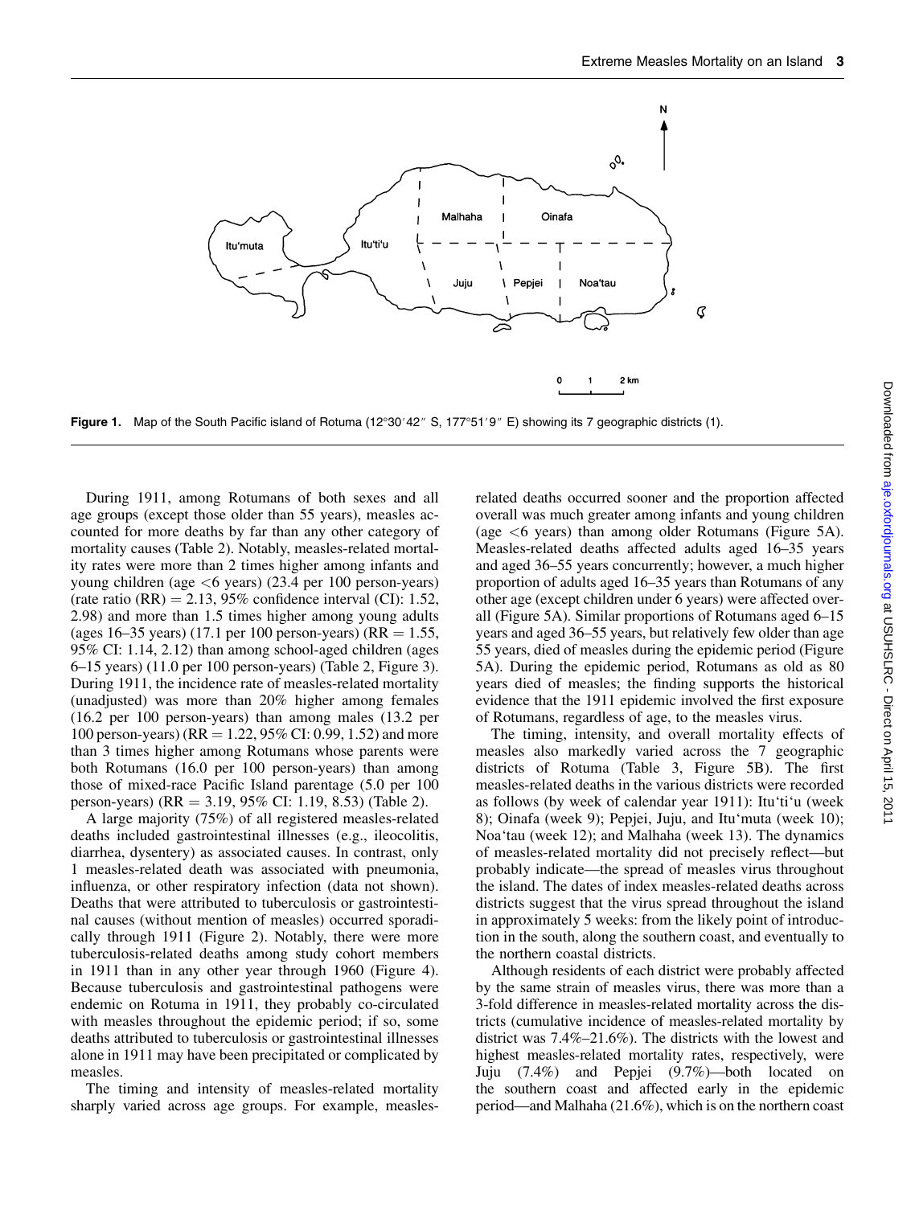**Figure 1.** Map of the South Pacific island of Rotuma (12°30′42″ S, 177°51′9″ E) showing its 7 geographic districts (1).

During 1911, among Rotumans of both sexes and all age groups (except those older than 55 years), measles accounted for more deaths by far than any other category of mortality causes (Table 2). Notably, measles-related mortality rates were more than 2 times higher among infants and young children (age <6 years) (23.4 per 100 person-years) (rate ratio (RR) = 2.13, 95% confidence interval (CI): 1.52, 2.98) and more than 1.5 times higher among young adults (ages 16–35 years) (17.1 per 100 person-years) (RR = 1.55, 95% CI: 1.14, 2.12) than among school-aged children (ages 6–15 years) (11.0 per 100 person-years) (Table 2, Figure 3). During 1911, the incidence rate of measles-related mortality (unadjusted) was more than 20% higher among females (16.2 per 100 person-years) than among males (13.2 per 100 person-years) (RR = 1.22, 95% CI: 0.99, 1.52) and more than 3 times higher among Rotumans whose parents were both Rotumans (16.0 per 100 person-years) than among those of mixed-race Pacific Island parentage (5.0 per 100 person-years) (RR = 3.19, 95% CI: 1.19, 8.53) (Table 2).

A large majority (75%) of all registered measles-related deaths included gastrointestinal illnesses (e.g., ileocolitis, diarrhea, dysentery) as associated causes. In contrast, only 1 measles-related death was associated with pneumonia, influenza, or other respiratory infection (data not shown). Deaths that were attributed to tuberculosis or gastrointestinal causes (without mention of measles) occurred sporadically through 1911 (Figure 2). Notably, there were more tuberculosis-related deaths among study cohort members in 1911 than in any other year through 1960 (Figure 4). Because tuberculosis and gastrointestinal pathogens were endemic on Rotuma in 1911, they probably co-circulated with measles throughout the epidemic period; if so, some deaths attributed to tuberculosis or gastrointestinal illnesses alone in 1911 may have been precipitated or complicated by measles.

The timing and intensity of measles-related mortality sharply varied across age groups. For example, measles-related deaths occurred sooner and the proportion affected overall was much greater among infants and young children (age <6 years) than among older Rotumans (Figure 5A). Measles-related deaths affected adults aged 16–35 years and aged 36–55 years concurrently; however, a much higher proportion of adults aged 16–35 years than Rotumans of any other age (except children under 6 years) were affected overall (Figure 5A). Similar proportions of Rotumans aged 6–15 years and aged 36–55 years, but relatively few older than age 55 years, died of measles during the epidemic period (Figure 5A). During the epidemic period, Rotumans as old as 80 years died of measles; the finding supports the historical evidence that the 1911 epidemic involved the first exposure of Rotumans, regardless of age, to the measles virus.

The timing, intensity, and overall mortality effects of measles also markedly varied across the 7 geographic districts of Rotuma (Table 3, Figure 5B). The first measles-related deaths in the various districts were recorded as follows (by week of calendar year 1911): Itu'ti'u (week 8); Oinafa (week 9); Pepjei, Juju, and Itu'muta (week 10); Noa'tau (week 12); and Malhaha (week 13). The dynamics of measles-related mortality did not precisely reflect—but probably indicate—the spread of measles virus throughout the island. The dates of index measles-related deaths across districts suggest that the virus spread throughout the island in approximately 5 weeks: from the likely point of introduction in the south, along the southern coast, and eventually to the northern coastal districts.

Although residents of each district were probably affected by the same strain of measles virus, there was more than a 3-fold difference in measles-related mortality across the districts (cumulative incidence of measles-related mortality by district was 7.4%–21.6%). The districts with the lowest and highest measles-related mortality rates, respectively, were Juju (7.4%) and Pepjei (9.7%)—both located on the southern coast and affected early in the epidemic period—and Malhaha (21.6%), which is on the northern coast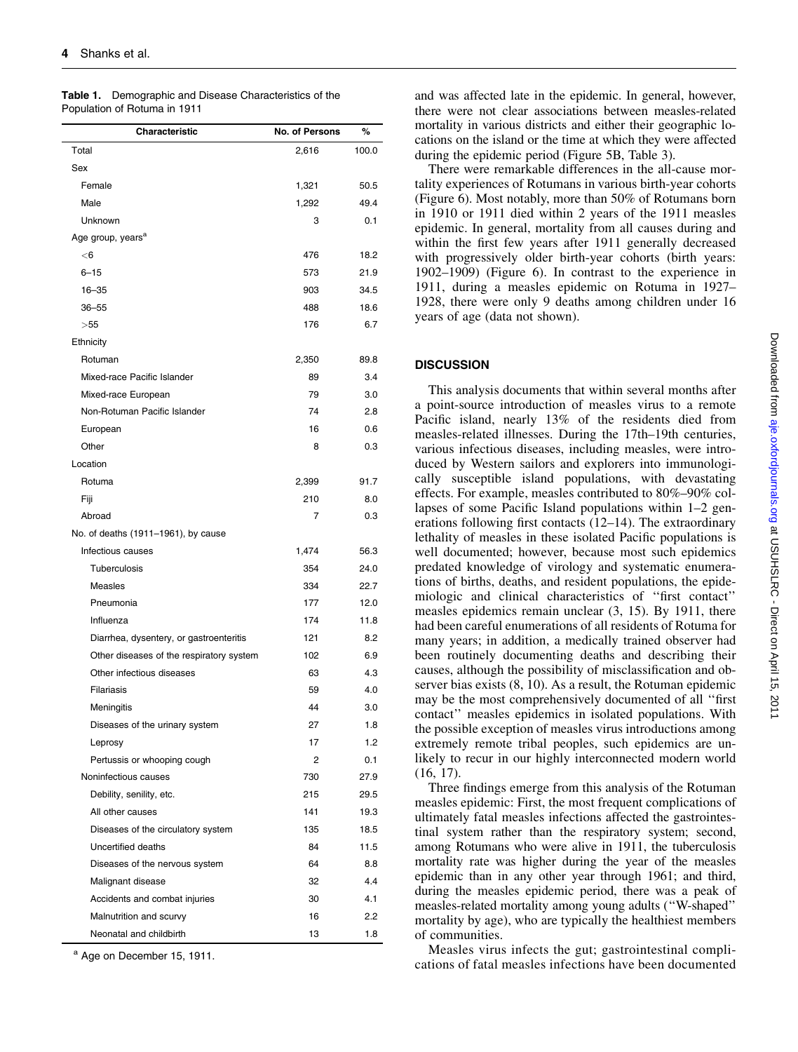**Table 1.** Demographic and Disease Characteristics of the Population of Rotuma in 1911

| Characteristic | No. of Persons | % |
|---|---|---|
| Total | 2,616 | 100.0 |
| Sex | | |
| Female | 1,321 | 50.5 |
| Male | 1,292 | 49.4 |
| Unknown | 3 | 0.1 |
| Age group, years[a] | | |
| <6 | 476 | 18.2 |
| 6–15 | 573 | 21.9 |
| 16–35 | 903 | 34.5 |
| 36–55 | 488 | 18.6 |
| >55 | 176 | 6.7 |
| Ethnicity | | |
| Rotuman | 2,350 | 89.8 |
| Mixed-race Pacific Islander | 89 | 3.4 |
| Mixed-race European | 79 | 3.0 |
| Non-Rotuman Pacific Islander | 74 | 2.8 |
| European | 16 | 0.6 |
| Other | 8 | 0.3 |
| Location | | |
| Rotuma | 2,399 | 91.7 |
| Fiji | 210 | 8.0 |
| Abroad | 7 | 0.3 |
| No. of deaths (1911–1961), by cause | | |
| Infectious causes | 1,474 | 56.3 |
| Tuberculosis | 354 | 24.0 |
| Measles | 334 | 22.7 |
| Pneumonia | 177 | 12.0 |
| Influenza | 174 | 11.8 |
| Diarrhea, dysentery, or gastroenteritis | 121 | 8.2 |
| Other diseases of the respiratory system | 102 | 6.9 |
| Other infectious diseases | 63 | 4.3 |
| Filariasis | 59 | 4.0 |
| Meningitis | 44 | 3.0 |
| Diseases of the urinary system | 27 | 1.8 |
| Leprosy | 17 | 1.2 |
| Pertussis or whooping cough | 2 | 0.1 |
| Noninfectious causes | 730 | 27.9 |
| Debility, senility, etc. | 215 | 29.5 |
| All other causes | 141 | 19.3 |
| Diseases of the circulatory system | 135 | 18.5 |
| Uncertified deaths | 84 | 11.5 |
| Diseases of the nervous system | 64 | 8.8 |
| Malignant disease | 32 | 4.4 |
| Accidents and combat injuries | 30 | 4.1 |
| Malnutrition and scurvy | 16 | 2.2 |
| Neonatal and childbirth | 13 | 1.8 |

[a] Age on December 15, 1911.

and was affected late in the epidemic. In general, however, there were not clear associations between measles-related mortality in various districts and either their geographic locations on the island or the time at which they were affected during the epidemic period (Figure 5B, Table 3).

There were remarkable differences in the all-cause mortality experiences of Rotumans in various birth-year cohorts (Figure 6). Most notably, more than 50% of Rotumans born in 1910 or 1911 died within 2 years of the 1911 measles epidemic. In general, mortality from all causes during and within the first few years after 1911 generally decreased with progressively older birth-year cohorts (birth years: 1902–1909) (Figure 6). In contrast to the experience in 1911, during a measles epidemic on Rotuma in 1927–1928, there were only 9 deaths among children under 16 years of age (data not shown).

## DISCUSSION

This analysis documents that within several months after a point-source introduction of measles virus to a remote Pacific island, nearly 13% of the residents died from measles-related illnesses. During the 17th–19th centuries, various infectious diseases, including measles, were introduced by Western sailors and explorers into immunologically susceptible island populations, with devastating effects. For example, measles contributed to 80%–90% collapses of some Pacific Island populations within 1–2 generations following first contacts (12–14). The extraordinary lethality of measles in these isolated Pacific populations is well documented; however, because most such epidemics predated knowledge of virology and systematic enumerations of births, deaths, and resident populations, the epidemiologic and clinical characteristics of ''first contact'' measles epidemics remain unclear (3, 15). By 1911, there had been careful enumerations of all residents of Rotuma for many years; in addition, a medically trained observer had been routinely documenting deaths and describing their causes, although the possibility of misclassification and observer bias exists (8, 10). As a result, the Rotuman epidemic may be the most comprehensively documented of all ''first contact'' measles epidemics in isolated populations. With the possible exception of measles virus introductions among extremely remote tribal peoples, such epidemics are unlikely to recur in our highly interconnected modern world (16, 17).

Three findings emerge from this analysis of the Rotuman measles epidemic: First, the most frequent complications of ultimately fatal measles infections affected the gastrointestinal system rather than the respiratory system; second, among Rotumans who were alive in 1911, the tuberculosis mortality rate was higher during the year of the measles epidemic than in any other year through 1961; and third, during the measles epidemic period, there was a peak of measles-related mortality among young adults (''W-shaped'' mortality by age), who are typically the healthiest members of communities.

Measles virus infects the gut; gastrointestinal complications of fatal measles infections have been documented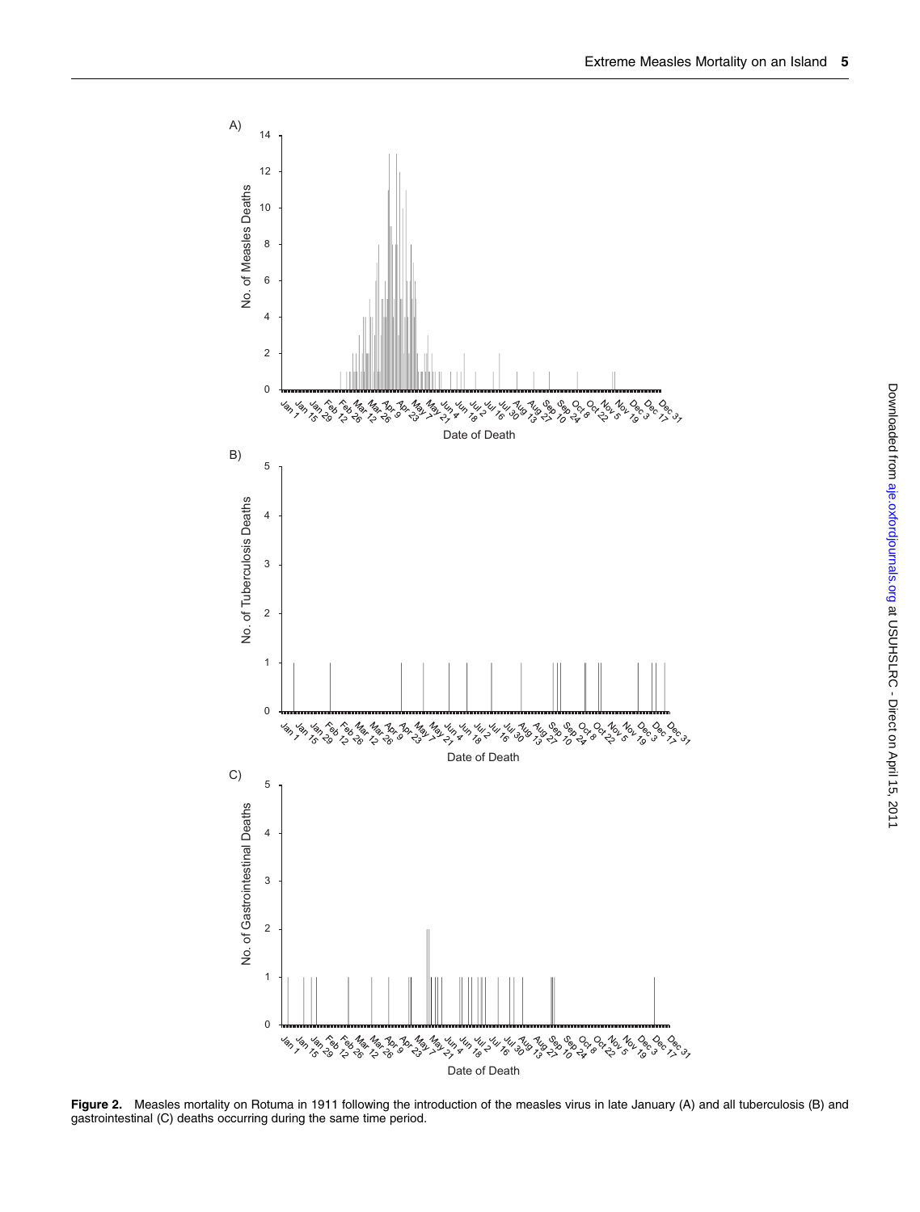**Figure 2.** Measles mortality on Rotuma in 1911 following the introduction of the measles virus in late January (A) and all tuberculosis (B) and gastrointestinal (C) deaths occurring during the same time period.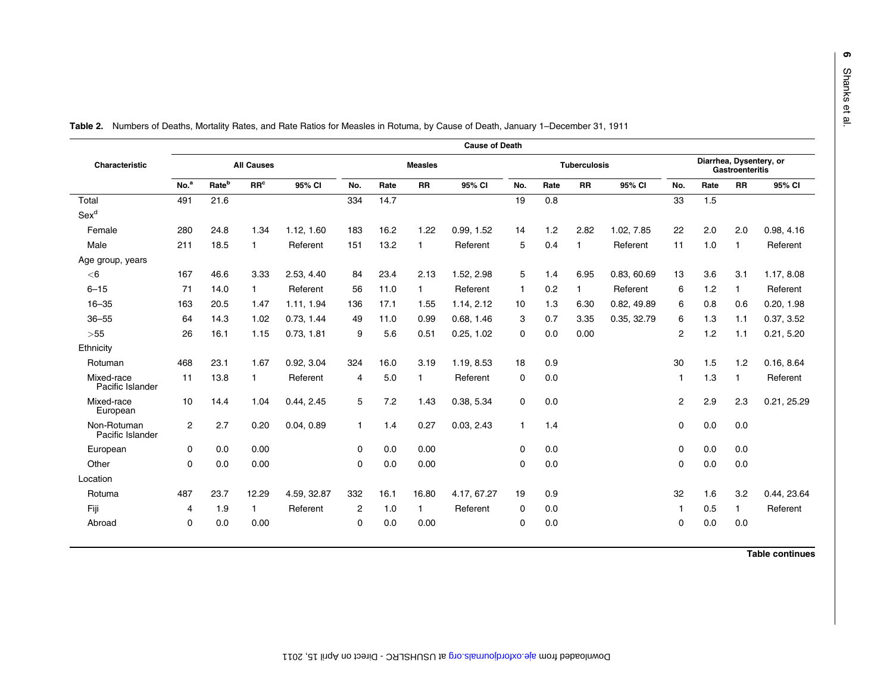**Table 2.** Numbers of Deaths, Mortality Rates, and Rate Ratios for Measles in Rotuma, by Cause of Death, January 1–December 31, 1911

| Characteristic | Cause of Death | | | | | | | | | | | | | | | |
|---|---|---|---|---|---|---|---|---|---|---|---|---|---|---|---|---|
| | All Causes | | | | Measles | | | | Tuberculosis | | | | Diarrhea, Dysentery, or Gastroenteritis | | | |
| | No.[a] | Rate[b] | RR[c] | 95% CI | No. | Rate | RR | 95% CI | No. | Rate | RR | 95% CI | No. | Rate | RR | 95% CI |
| Total | 491 | 21.6 | | | 334 | 14.7 | | | 19 | 0.8 | | | 33 | 1.5 | | |
| Sex[d] | | | | | | | | | | | | | | | | |
| Female | 280 | 24.8 | 1.34 | 1.12, 1.60 | 183 | 16.2 | 1.22 | 0.99, 1.52 | 14 | 1.2 | 2.82 | 1.02, 7.85 | 22 | 2.0 | 2.0 | 0.98, 4.16 |
| Male | 211 | 18.5 | 1 | Referent | 151 | 13.2 | 1 | Referent | 5 | 0.4 | 1 | Referent | 11 | 1.0 | 1 | Referent |
| Age group, years | | | | | | | | | | | | | | | | |
| <6 | 167 | 46.6 | 3.33 | 2.53, 4.40 | 84 | 23.4 | 2.13 | 1.52, 2.98 | 5 | 1.4 | 6.95 | 0.83, 60.69 | 13 | 3.6 | 3.1 | 1.17, 8.08 |
| 6–15 | 71 | 14.0 | 1 | Referent | 56 | 11.0 | 1 | Referent | 1 | 0.2 | 1 | Referent | 6 | 1.2 | 1 | Referent |
| 16–35 | 163 | 20.5 | 1.47 | 1.11, 1.94 | 136 | 17.1 | 1.55 | 1.14, 2.12 | 10 | 1.3 | 6.30 | 0.82, 49.89 | 6 | 0.8 | 0.6 | 0.20, 1.98 |
| 36–55 | 64 | 14.3 | 1.02 | 0.73, 1.44 | 49 | 11.0 | 0.99 | 0.68, 1.46 | 3 | 0.7 | 3.35 | 0.35, 32.79 | 6 | 1.3 | 1.1 | 0.37, 3.52 |
| >55 | 26 | 16.1 | 1.15 | 0.73, 1.81 | 9 | 5.6 | 0.51 | 0.25, 1.02 | 0 | 0.0 | 0.00 | | 2 | 1.2 | 1.1 | 0.21, 5.20 |
| Ethnicity | | | | | | | | | | | | | | | | |
| Rotuman | 468 | 23.1 | 1.67 | 0.92, 3.04 | 324 | 16.0 | 3.19 | 1.19, 8.53 | 18 | 0.9 | | | 30 | 1.5 | 1.2 | 0.16, 8.64 |
| Mixed-race Pacific Islander | 11 | 13.8 | 1 | Referent | 4 | 5.0 | 1 | Referent | 0 | 0.0 | | | 1 | 1.3 | 1 | Referent |
| Mixed-race European | 10 | 14.4 | 1.04 | 0.44, 2.45 | 5 | 7.2 | 1.43 | 0.38, 5.34 | 0 | 0.0 | | | 2 | 2.9 | 2.3 | 0.21, 25.29 |
| Non-Rotuman Pacific Islander | 2 | 2.7 | 0.20 | 0.04, 0.89 | 1 | 1.4 | 0.27 | 0.03, 2.43 | 1 | 1.4 | | | 0 | 0.0 | 0.0 | |
| European | 0 | 0.0 | 0.00 | | 0 | 0.0 | 0.00 | | 0 | 0.0 | | | 0 | 0.0 | 0.0 | |
| Other | 0 | 0.0 | 0.00 | | 0 | 0.0 | 0.00 | | 0 | 0.0 | | | 0 | 0.0 | 0.0 | |
| Location | | | | | | | | | | | | | | | | |
| Rotuma | 487 | 23.7 | 12.29 | 4.59, 32.87 | 332 | 16.1 | 16.80 | 4.17, 67.27 | 19 | 0.9 | | | 32 | 1.6 | 3.2 | 0.44, 23.64 |
| Fiji | 4 | 1.9 | 1 | Referent | 2 | 1.0 | 1 | Referent | 0 | 0.0 | | | 1 | 0.5 | 1 | Referent |
| Abroad | 0 | 0.0 | 0.00 | | 0 | 0.0 | 0.00 | | 0 | 0.0 | | | 0 | 0.0 | 0.0 | |

Table continues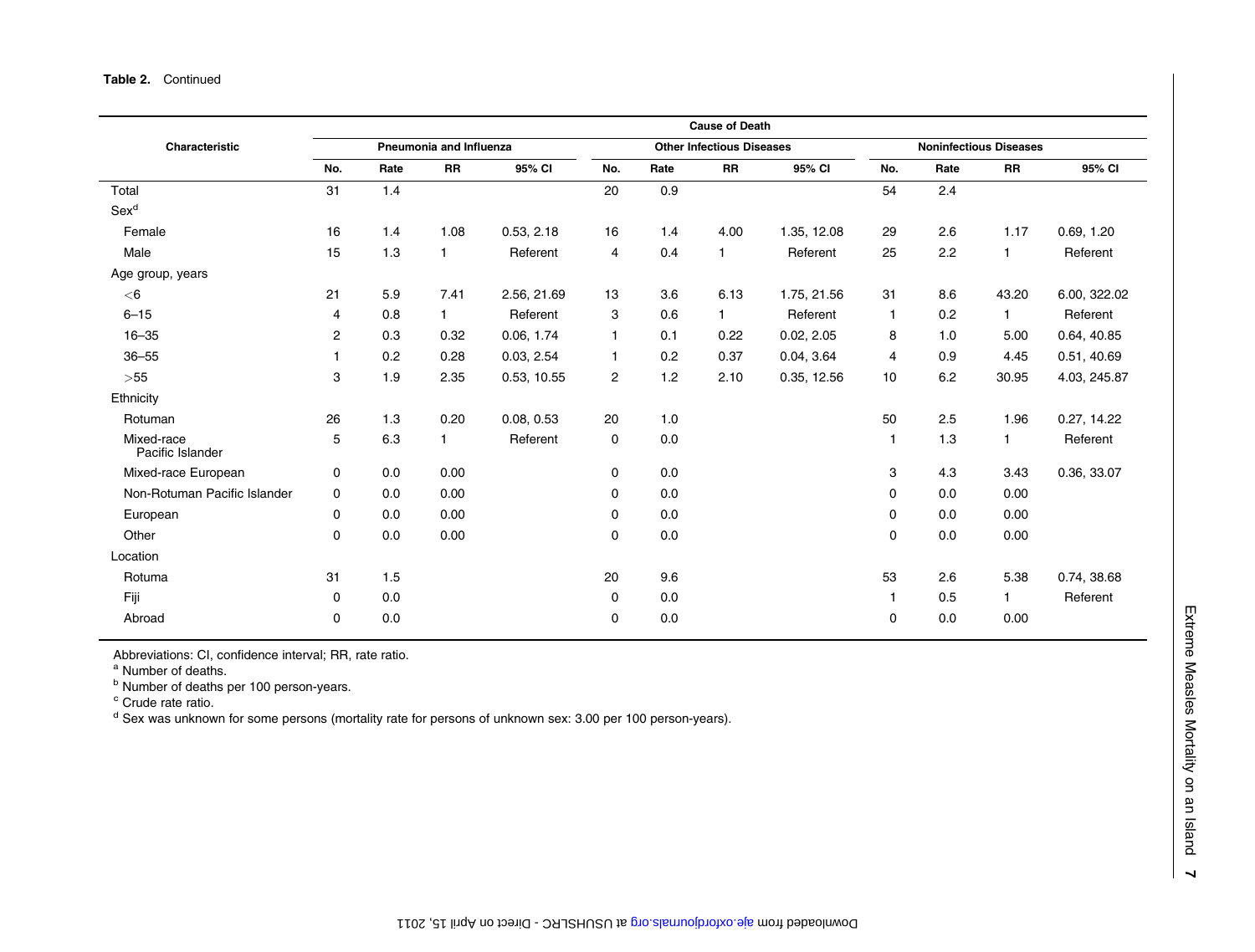**Table 2.** Continued

| Characteristic | Cause of Death | | | | | | | | | | | |
|---|---|---|---|---|---|---|---|---|---|---|---|---|
| | Pneumonia and Influenza | | | | Other Infectious Diseases | | | | Noninfectious Diseases | | | |
| | No. | Rate | RR | 95% CI | No. | Rate | RR | 95% CI | No. | Rate | RR | 95% CI |
| Total | 31 | 1.4 | | | 20 | 0.9 | | | 54 | 2.4 | | |
| Sex[d] | | | | | | | | | | | | |
| Female | 16 | 1.4 | 1.08 | 0.53, 2.18 | 16 | 1.4 | 4.00 | 1.35, 12.08 | 29 | 2.6 | 1.17 | 0.69, 1.20 |
| Male | 15 | 1.3 | 1 | Referent | 4 | 0.4 | 1 | Referent | 25 | 2.2 | 1 | Referent |
| Age group, years | | | | | | | | | | | | |
| <6 | 21 | 5.9 | 7.41 | 2.56, 21.69 | 13 | 3.6 | 6.13 | 1.75, 21.56 | 31 | 8.6 | 43.20 | 6.00, 322.02 |
| 6–15 | 4 | 0.8 | 1 | Referent | 3 | 0.6 | 1 | Referent | 1 | 0.2 | 1 | Referent |
| 16–35 | 2 | 0.3 | 0.32 | 0.06, 1.74 | 1 | 0.1 | 0.22 | 0.02, 2.05 | 8 | 1.0 | 5.00 | 0.64, 40.85 |
| 36–55 | 1 | 0.2 | 0.28 | 0.03, 2.54 | 1 | 0.2 | 0.37 | 0.04, 3.64 | 4 | 0.9 | 4.45 | 0.51, 40.69 |
| >55 | 3 | 1.9 | 2.35 | 0.53, 10.55 | 2 | 1.2 | 2.10 | 0.35, 12.56 | 10 | 6.2 | 30.95 | 4.03, 245.87 |
| Ethnicity | | | | | | | | | | | | |
| Rotuman | 26 | 1.3 | 0.20 | 0.08, 0.53 | 20 | 1.0 | | | 50 | 2.5 | 1.96 | 0.27, 14.22 |
| Mixed-race Pacific Islander | 5 | 6.3 | 1 | Referent | 0 | 0.0 | | | 1 | 1.3 | 1 | Referent |
| Mixed-race European | 0 | 0.0 | 0.00 | | 0 | 0.0 | | | 3 | 4.3 | 3.43 | 0.36, 33.07 |
| Non-Rotuman Pacific Islander | 0 | 0.0 | 0.00 | | 0 | 0.0 | | | 0 | 0.0 | 0.00 | |
| European | 0 | 0.0 | 0.00 | | 0 | 0.0 | | | 0 | 0.0 | 0.00 | |
| Other | 0 | 0.0 | 0.00 | | 0 | 0.0 | | | 0 | 0.0 | 0.00 | |
| Location | | | | | | | | | | | | |
| Rotuma | 31 | 1.5 | | | 20 | 9.6 | | | 53 | 2.6 | 5.38 | 0.74, 38.68 |
| Fiji | 0 | 0.0 | | | 0 | 0.0 | | | 1 | 0.5 | 1 | Referent |
| Abroad | 0 | 0.0 | | | 0 | 0.0 | | | 0 | 0.0 | 0.00 | |

Abbreviations: CI, confidence interval; RR, rate ratio.
[a] Number of deaths.
[b] Number of deaths per 100 person-years.
[c] Crude rate ratio.
[d] Sex was unknown for some persons (mortality rate for persons of unknown sex: 3.00 per 100 person-years).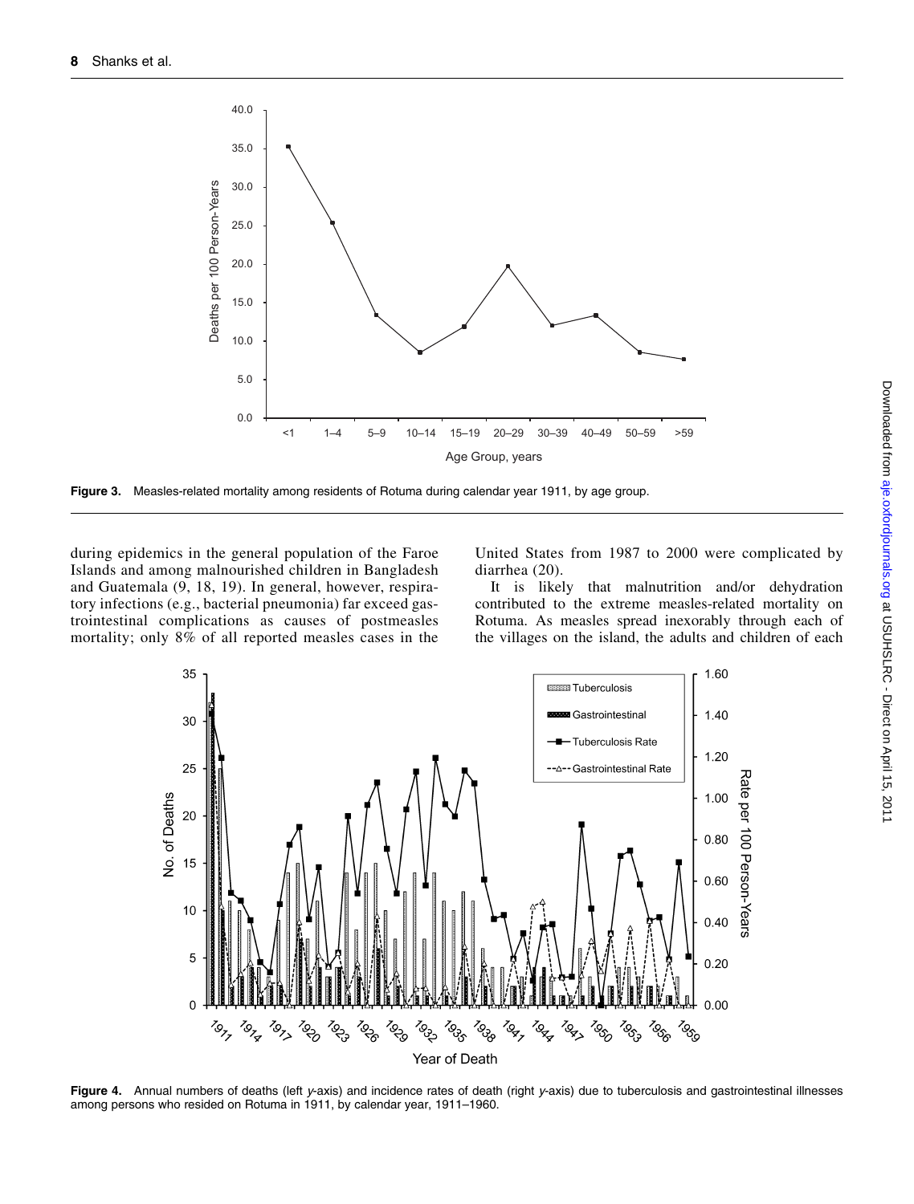Figure 3. Measles-related mortality among residents of Rotuma during calendar year 1911, by age group.

during epidemics in the general population of the Faroe Islands and among malnourished children in Bangladesh and Guatemala (9, 18, 19). In general, however, respiratory infections (e.g., bacterial pneumonia) far exceed gastrointestinal complications as causes of postmeasles mortality; only 8% of all reported measles cases in the United States from 1987 to 2000 were complicated by diarrhea (20).

It is likely that malnutrition and/or dehydration contributed to the extreme measles-related mortality on Rotuma. As measles spread inexorably through each of the villages on the island, the adults and children of each

Figure 4. Annual numbers of deaths (left *y*-axis) and incidence rates of death (right *y*-axis) due to tuberculosis and gastrointestinal illnesses among persons who resided on Rotuma in 1911, by calendar year, 1911–1960.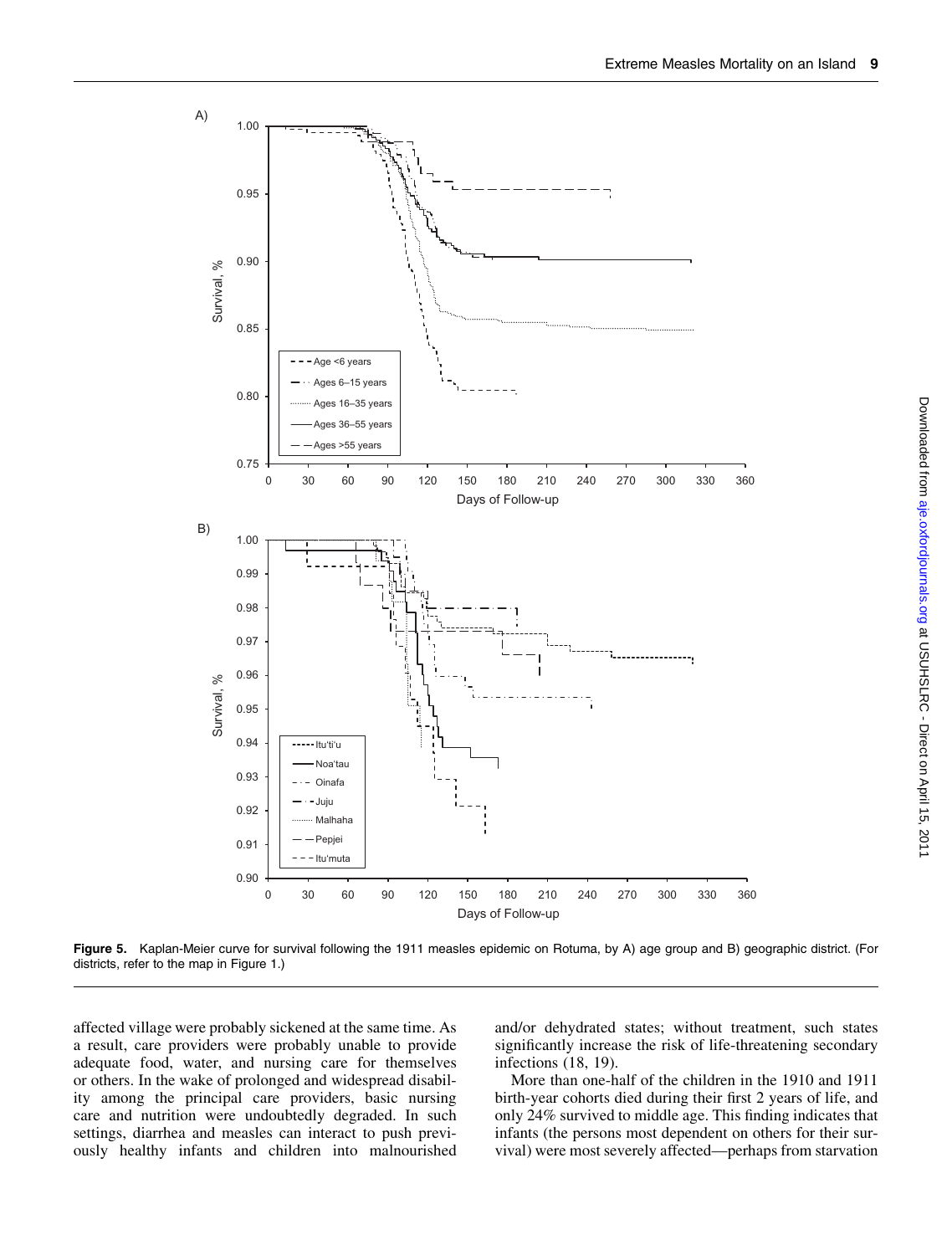Figure 5. Kaplan-Meier curve for survival following the 1911 measles epidemic on Rotuma, by A) age group and B) geographic district. (For districts, refer to the map in Figure 1.)

affected village were probably sickened at the same time. As a result, care providers were probably unable to provide adequate food, water, and nursing care for themselves or others. In the wake of prolonged and widespread disability among the principal care providers, basic nursing care and nutrition were undoubtedly degraded. In such settings, diarrhea and measles can interact to push previously healthy infants and children into malnourished and/or dehydrated states; without treatment, such states significantly increase the risk of life-threatening secondary infections (18, 19).

More than one-half of the children in the 1910 and 1911 birth-year cohorts died during their first 2 years of life, and only 24% survived to middle age. This finding indicates that infants (the persons most dependent on others for their survival) were most severely affected—perhaps from starvation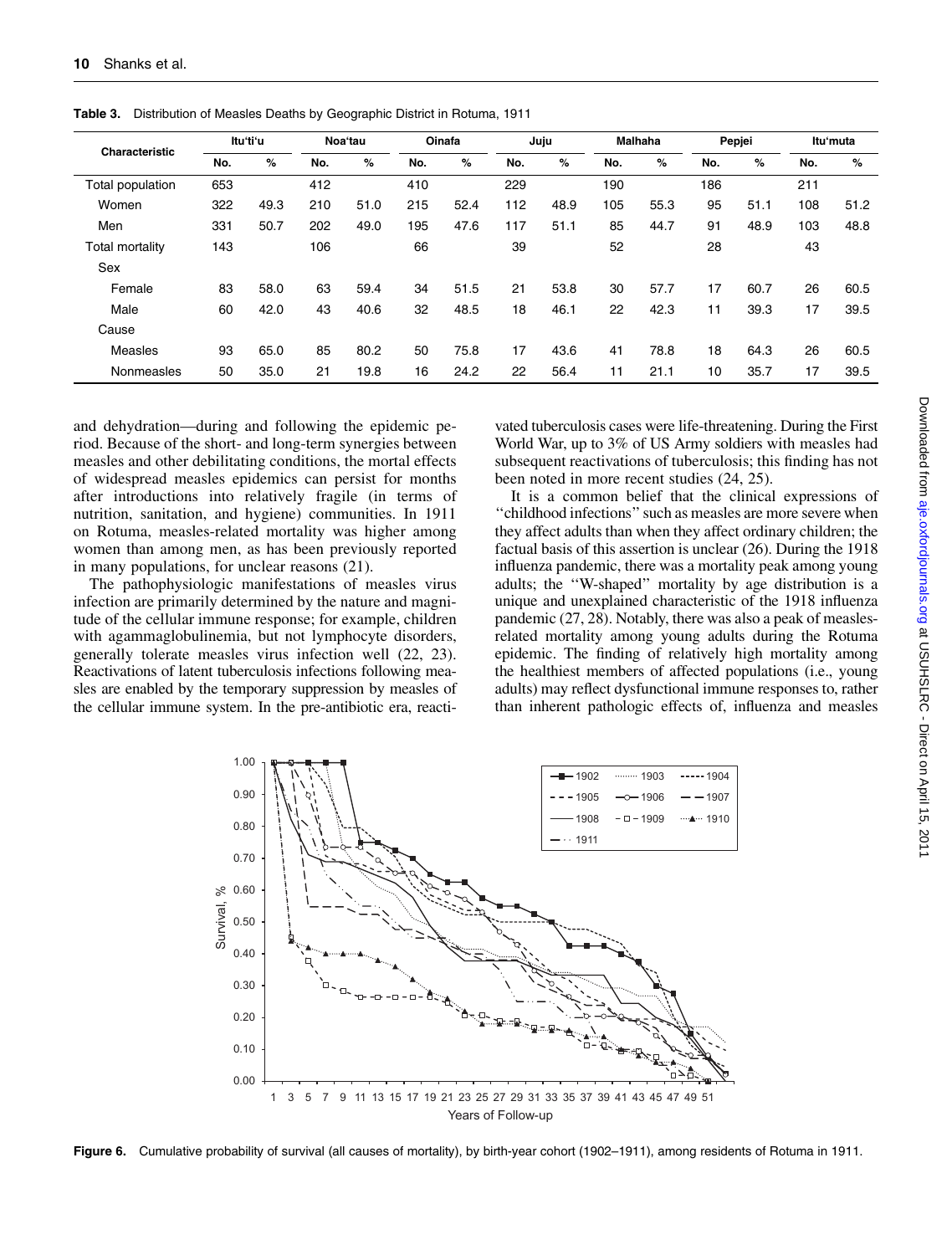**Table 3.** Distribution of Measles Deaths by Geographic District in Rotuma, 1911

| Characteristic | Itu'ti'u | | Noa'tau | | Oinafa | | Juju | | Malhaha | | Pepjei | | Itu'muta | |
|---|---|---|---|---|---|---|---|---|---|---|---|---|---|---|
| | No. | % | No. | % | No. | % | No. | % | No. | % | No. | % | No. | % |
| Total population | 653 | | 412 | | 410 | | 229 | | 190 | | 186 | | 211 | |
| Women | 322 | 49.3 | 210 | 51.0 | 215 | 52.4 | 112 | 48.9 | 105 | 55.3 | 95 | 51.1 | 108 | 51.2 |
| Men | 331 | 50.7 | 202 | 49.0 | 195 | 47.6 | 117 | 51.1 | 85 | 44.7 | 91 | 48.9 | 103 | 48.8 |
| Total mortality | 143 | | 106 | | 66 | | 39 | | 52 | | 28 | | 43 | |
| Sex | | | | | | | | | | | | | | |
| Female | 83 | 58.0 | 63 | 59.4 | 34 | 51.5 | 21 | 53.8 | 30 | 57.7 | 17 | 60.7 | 26 | 60.5 |
| Male | 60 | 42.0 | 43 | 40.6 | 32 | 48.5 | 18 | 46.1 | 22 | 42.3 | 11 | 39.3 | 17 | 39.5 |
| Cause | | | | | | | | | | | | | | |
| Measles | 93 | 65.0 | 85 | 80.2 | 50 | 75.8 | 17 | 43.6 | 41 | 78.8 | 18 | 64.3 | 26 | 60.5 |
| Nonmeasles | 50 | 35.0 | 21 | 19.8 | 16 | 24.2 | 22 | 56.4 | 11 | 21.1 | 10 | 35.7 | 17 | 39.5 |

and dehydration—during and following the epidemic period. Because of the short- and long-term synergies between measles and other debilitating conditions, the mortal effects of widespread measles epidemics can persist for months after introductions into relatively fragile (in terms of nutrition, sanitation, and hygiene) communities. In 1911 on Rotuma, measles-related mortality was higher among women than among men, as has been previously reported in many populations, for unclear reasons (21).

The pathophysiologic manifestations of measles virus infection are primarily determined by the nature and magnitude of the cellular immune response; for example, children with agammaglobulinemia, but not lymphocyte disorders, generally tolerate measles virus infection well (22, 23). Reactivations of latent tuberculosis infections following measles are enabled by the temporary suppression by measles of the cellular immune system. In the pre-antibiotic era, reactivated tuberculosis cases were life-threatening. During the First World War, up to 3% of US Army soldiers with measles had subsequent reactivations of tuberculosis; this finding has not been noted in more recent studies (24, 25).

It is a common belief that the clinical expressions of "childhood infections" such as measles are more severe when they affect adults than when they affect ordinary children; the factual basis of this assertion is unclear (26). During the 1918 influenza pandemic, there was a mortality peak among young adults; the "W-shaped" mortality by age distribution is a unique and unexplained characteristic of the 1918 influenza pandemic (27, 28). Notably, there was also a peak of measles-related mortality among young adults during the Rotuma epidemic. The finding of relatively high mortality among the healthiest members of affected populations (i.e., young adults) may reflect dysfunctional immune responses to, rather than inherent pathologic effects of, influenza and measles

**Figure 6.** Cumulative probability of survival (all causes of mortality), by birth-year cohort (1902–1911), among residents of Rotuma in 1911.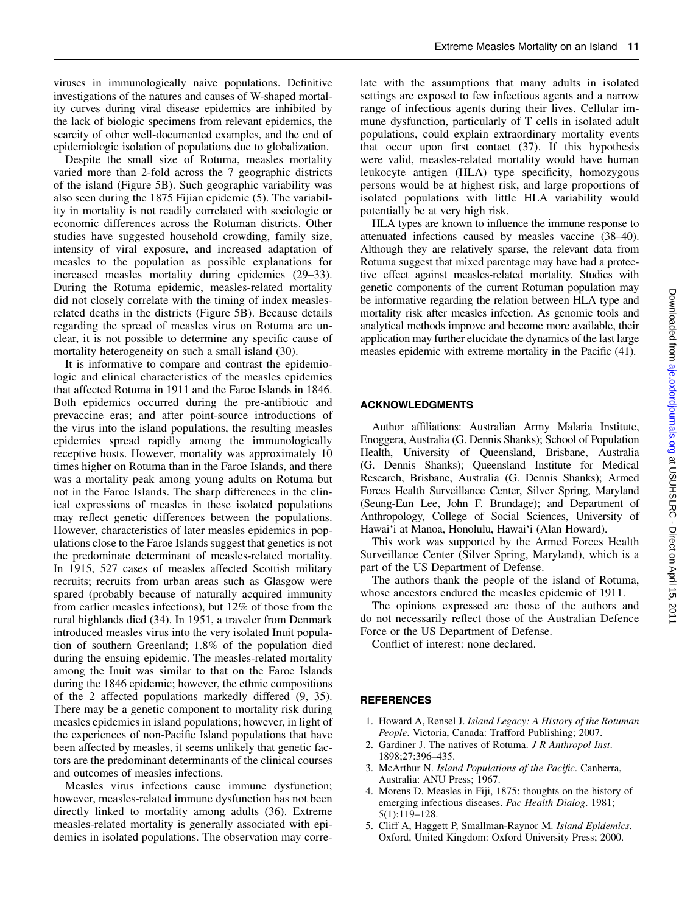viruses in immunologically naive populations. Definitive investigations of the natures and causes of W-shaped mortality curves during viral disease epidemics are inhibited by the lack of biologic specimens from relevant epidemics, the scarcity of other well-documented examples, and the end of epidemiologic isolation of populations due to globalization.

Despite the small size of Rotuma, measles mortality varied more than 2-fold across the 7 geographic districts of the island (Figure 5B). Such geographic variability was also seen during the 1875 Fijian epidemic (5). The variability in mortality is not readily correlated with sociologic or economic differences across the Rotuman districts. Other studies have suggested household crowding, family size, intensity of viral exposure, and increased adaptation of measles to the population as possible explanations for increased measles mortality during epidemics (29–33). During the Rotuma epidemic, measles-related mortality did not closely correlate with the timing of index measles-related deaths in the districts (Figure 5B). Because details regarding the spread of measles virus on Rotuma are unclear, it is not possible to determine any specific cause of mortality heterogeneity on such a small island (30).

It is informative to compare and contrast the epidemiologic and clinical characteristics of the measles epidemics that affected Rotuma in 1911 and the Faroe Islands in 1846. Both epidemics occurred during the pre-antibiotic and prevaccine eras; and after point-source introductions of the virus into the island populations, the resulting measles epidemics spread rapidly among the immunologically receptive hosts. However, mortality was approximately 10 times higher on Rotuma than in the Faroe Islands, and there was a mortality peak among young adults on Rotuma but not in the Faroe Islands. The sharp differences in the clinical expressions of measles in these isolated populations may reflect genetic differences between the populations. However, characteristics of later measles epidemics in populations close to the Faroe Islands suggest that genetics is not the predominate determinant of measles-related mortality. In 1915, 527 cases of measles affected Scottish military recruits; recruits from urban areas such as Glasgow were spared (probably because of naturally acquired immunity from earlier measles infections), but 12% of those from the rural highlands died (34). In 1951, a traveler from Denmark introduced measles virus into the very isolated Inuit population of southern Greenland; 1.8% of the population died during the ensuing epidemic. The measles-related mortality among the Inuit was similar to that on the Faroe Islands during the 1846 epidemic; however, the ethnic compositions of the 2 affected populations markedly differed (9, 35). There may be a genetic component to mortality risk during measles epidemics in island populations; however, in light of the experiences of non-Pacific Island populations that have been affected by measles, it seems unlikely that genetic factors are the predominant determinants of the clinical courses and outcomes of measles infections.

Measles virus infections cause immune dysfunction; however, measles-related immune dysfunction has not been directly linked to mortality among adults (36). Extreme measles-related mortality is generally associated with epidemics in isolated populations. The observation may correlate with the assumptions that many adults in isolated settings are exposed to few infectious agents and a narrow range of infectious agents during their lives. Cellular immune dysfunction, particularly of T cells in isolated adult populations, could explain extraordinary mortality events that occur upon first contact (37). If this hypothesis were valid, measles-related mortality would have human leukocyte antigen (HLA) type specificity, homozygous persons would be at highest risk, and large proportions of isolated populations with little HLA variability would potentially be at very high risk.

HLA types are known to influence the immune response to attenuated infections caused by measles vaccine (38–40). Although they are relatively sparse, the relevant data from Rotuma suggest that mixed parentage may have had a protective effect against measles-related mortality. Studies with genetic components of the current Rotuman population may be informative regarding the relation between HLA type and mortality risk after measles infection. As genomic tools and analytical methods improve and become more available, their application may further elucidate the dynamics of the last large measles epidemic with extreme mortality in the Pacific (41).

## ACKNOWLEDGMENTS

Author affiliations: Australian Army Malaria Institute, Enoggera, Australia (G. Dennis Shanks); School of Population Health, University of Queensland, Brisbane, Australia (G. Dennis Shanks); Queensland Institute for Medical Research, Brisbane, Australia (G. Dennis Shanks); Armed Forces Health Surveillance Center, Silver Spring, Maryland (Seung-Eun Lee, John F. Brundage); and Department of Anthropology, College of Social Sciences, University of Hawai'i at Manoa, Honolulu, Hawai'i (Alan Howard).

This work was supported by the Armed Forces Health Surveillance Center (Silver Spring, Maryland), which is a part of the US Department of Defense.

The authors thank the people of the island of Rotuma, whose ancestors endured the measles epidemic of 1911.

The opinions expressed are those of the authors and do not necessarily reflect those of the Australian Defence Force or the US Department of Defense.

Conflict of interest: none declared.

## REFERENCES

1. Howard A, Rensel J. *Island Legacy: A History of the Rotuman People*. Victoria, Canada: Trafford Publishing; 2007.
2. Gardiner J. The natives of Rotuma. *J R Anthropol Inst*. 1898;27:396–435.
3. McArthur N. *Island Populations of the Pacific*. Canberra, Australia: ANU Press; 1967.
4. Morens D. Measles in Fiji, 1875: thoughts on the history of emerging infectious diseases. *Pac Health Dialog*. 1981; 5(1):119–128.
5. Cliff A, Haggett P, Smallman-Raynor M. *Island Epidemics*. Oxford, United Kingdom: Oxford University Press; 2000.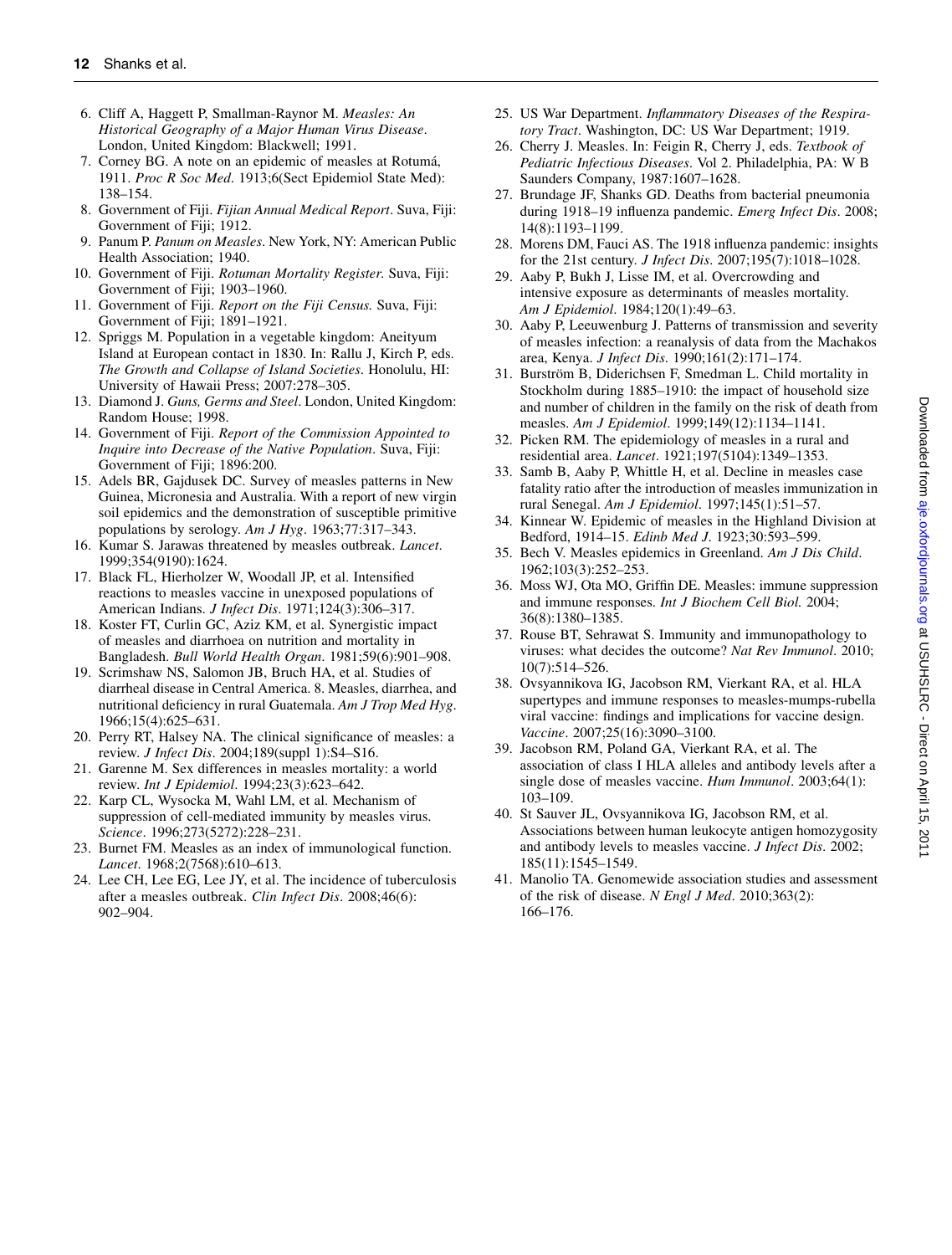6. Cliff A, Haggett P, Smallman-Raynor M. *Measles: An Historical Geography of a Major Human Virus Disease*. London, United Kingdom: Blackwell; 1991.
7. Corney BG. A note on an epidemic of measles at Rotumá, 1911. *Proc R Soc Med*. 1913;6(Sect Epidemiol State Med): 138–154.
8. Government of Fiji. *Fijian Annual Medical Report*. Suva, Fiji: Government of Fiji; 1912.
9. Panum P. *Panum on Measles*. New York, NY: American Public Health Association; 1940.
10. Government of Fiji. *Rotuman Mortality Register*. Suva, Fiji: Government of Fiji; 1903–1960.
11. Government of Fiji. *Report on the Fiji Census*. Suva, Fiji: Government of Fiji; 1891–1921.
12. Spriggs M. Population in a vegetable kingdom: Aneityum Island at European contact in 1830. In: Rallu J, Kirch P, eds. *The Growth and Collapse of Island Societies*. Honolulu, HI: University of Hawaii Press; 2007:278–305.
13. Diamond J. *Guns, Germs and Steel*. London, United Kingdom: Random House; 1998.
14. Government of Fiji. *Report of the Commission Appointed to Inquire into Decrease of the Native Population*. Suva, Fiji: Government of Fiji; 1896:200.
15. Adels BR, Gajdusek DC. Survey of measles patterns in New Guinea, Micronesia and Australia. With a report of new virgin soil epidemics and the demonstration of susceptible primitive populations by serology. *Am J Hyg*. 1963;77:317–343.
16. Kumar S. Jarawas threatened by measles outbreak. *Lancet*. 1999;354(9190):1624.
17. Black FL, Hierholzer W, Woodall JP, et al. Intensified reactions to measles vaccine in unexposed populations of American Indians. *J Infect Dis*. 1971;124(3):306–317.
18. Koster FT, Curlin GC, Aziz KM, et al. Synergistic impact of measles and diarrhoea on nutrition and mortality in Bangladesh. *Bull World Health Organ*. 1981;59(6):901–908.
19. Scrimshaw NS, Salomon JB, Bruch HA, et al. Studies of diarrheal disease in Central America. 8. Measles, diarrhea, and nutritional deficiency in rural Guatemala. *Am J Trop Med Hyg*. 1966;15(4):625–631.
20. Perry RT, Halsey NA. The clinical significance of measles: a review. *J Infect Dis*. 2004;189(suppl 1):S4–S16.
21. Garenne M. Sex differences in measles mortality: a world review. *Int J Epidemiol*. 1994;23(3):623–642.
22. Karp CL, Wysocka M, Wahl LM, et al. Mechanism of suppression of cell-mediated immunity by measles virus. *Science*. 1996;273(5272):228–231.
23. Burnet FM. Measles as an index of immunological function. *Lancet*. 1968;2(7568):610–613.
24. Lee CH, Lee EG, Lee JY, et al. The incidence of tuberculosis after a measles outbreak. *Clin Infect Dis*. 2008;46(6): 902–904.
25. US War Department. *Inflammatory Diseases of the Respiratory Tract*. Washington, DC: US War Department; 1919.
26. Cherry J. Measles. In: Feigin R, Cherry J, eds. *Textbook of Pediatric Infectious Diseases*. Vol 2. Philadelphia, PA: W B Saunders Company, 1987:1607–1628.
27. Brundage JF, Shanks GD. Deaths from bacterial pneumonia during 1918–19 influenza pandemic. *Emerg Infect Dis*. 2008; 14(8):1193–1199.
28. Morens DM, Fauci AS. The 1918 influenza pandemic: insights for the 21st century. *J Infect Dis*. 2007;195(7):1018–1028.
29. Aaby P, Bukh J, Lisse IM, et al. Overcrowding and intensive exposure as determinants of measles mortality. *Am J Epidemiol*. 1984;120(1):49–63.
30. Aaby P, Leeuwenburg J. Patterns of transmission and severity of measles infection: a reanalysis of data from the Machakos area, Kenya. *J Infect Dis*. 1990;161(2):171–174.
31. Burström B, Diderichsen F, Smedman L. Child mortality in Stockholm during 1885–1910: the impact of household size and number of children in the family on the risk of death from measles. *Am J Epidemiol*. 1999;149(12):1134–1141.
32. Picken RM. The epidemiology of measles in a rural and residential area. *Lancet*. 1921;197(5104):1349–1353.
33. Samb B, Aaby P, Whittle H, et al. Decline in measles case fatality ratio after the introduction of measles immunization in rural Senegal. *Am J Epidemiol*. 1997;145(1):51–57.
34. Kinnear W. Epidemic of measles in the Highland Division at Bedford, 1914–15. *Edinb Med J*. 1923;30:593–599.
35. Bech V. Measles epidemics in Greenland. *Am J Dis Child*. 1962;103(3):252–253.
36. Moss WJ, Ota MO, Griffin DE. Measles: immune suppression and immune responses. *Int J Biochem Cell Biol*. 2004; 36(8):1380–1385.
37. Rouse BT, Sehrawat S. Immunity and immunopathology to viruses: what decides the outcome? *Nat Rev Immunol*. 2010; 10(7):514–526.
38. Ovsyannikova IG, Jacobson RM, Vierkant RA, et al. HLA supertypes and immune responses to measles-mumps-rubella viral vaccine: findings and implications for vaccine design. *Vaccine*. 2007;25(16):3090–3100.
39. Jacobson RM, Poland GA, Vierkant RA, et al. The association of class I HLA alleles and antibody levels after a single dose of measles vaccine. *Hum Immunol*. 2003;64(1): 103–109.
40. St Sauver JL, Ovsyannikova IG, Jacobson RM, et al. Associations between human leukocyte antigen homozygosity and antibody levels to measles vaccine. *J Infect Dis*. 2002; 185(11):1545–1549.
41. Manolio TA. Genomewide association studies and assessment of the risk of disease. *N Engl J Med*. 2010;363(2): 166–176.